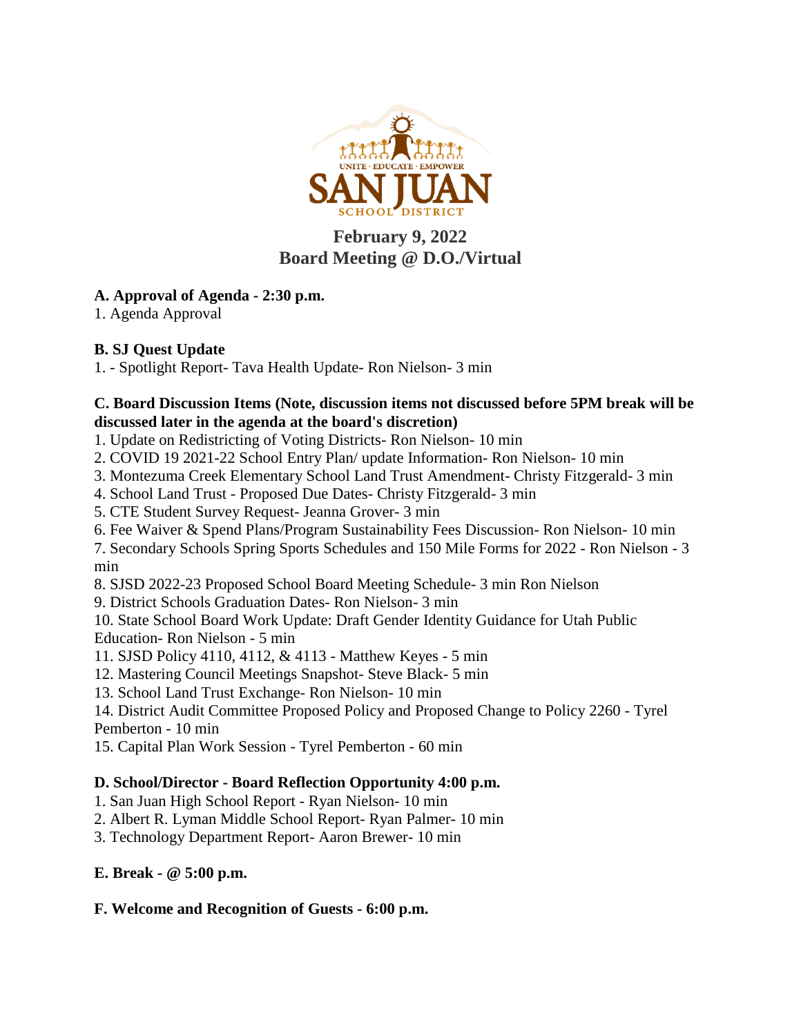# February 9, 2022
## Board Meeting @ D.O./Virtual

**A. Approval of Agenda - 2:30 p.m.**

1. Agenda Approval

**B. SJ Quest Update**

1. - Spotlight Report- Tava Health Update- Ron Nielson- 3 min

**C. Board Discussion Items (Note, discussion items not discussed before 5PM break will be discussed later in the agenda at the board's discretion)**

1. Update on Redistricting of Voting Districts- Ron Nielson- 10 min
2. COVID 19 2021-22 School Entry Plan/ update Information- Ron Nielson- 10 min
3. Montezuma Creek Elementary School Land Trust Amendment- Christy Fitzgerald- 3 min
4. School Land Trust - Proposed Due Dates- Christy Fitzgerald- 3 min
5. CTE Student Survey Request- Jeanna Grover- 3 min
6. Fee Waiver & Spend Plans/Program Sustainability Fees Discussion- Ron Nielson- 10 min
7. Secondary Schools Spring Sports Schedules and 150 Mile Forms for 2022 - Ron Nielson - 3 min
8. SJSD 2022-23 Proposed School Board Meeting Schedule- 3 min Ron Nielson
9. District Schools Graduation Dates- Ron Nielson- 3 min
10. State School Board Work Update: Draft Gender Identity Guidance for Utah Public Education- Ron Nielson - 5 min
11. SJSD Policy 4110, 4112, & 4113 - Matthew Keyes - 5 min
12. Mastering Council Meetings Snapshot- Steve Black- 5 min
13. School Land Trust Exchange- Ron Nielson- 10 min
14. District Audit Committee Proposed Policy and Proposed Change to Policy 2260 - Tyrel Pemberton - 10 min
15. Capital Plan Work Session - Tyrel Pemberton - 60 min

**D. School/Director - Board Reflection Opportunity 4:00 p.m.**

1. San Juan High School Report - Ryan Nielson- 10 min
2. Albert R. Lyman Middle School Report- Ryan Palmer- 10 min
3. Technology Department Report- Aaron Brewer- 10 min

**E. Break - @ 5:00 p.m.**

**F. Welcome and Recognition of Guests - 6:00 p.m.**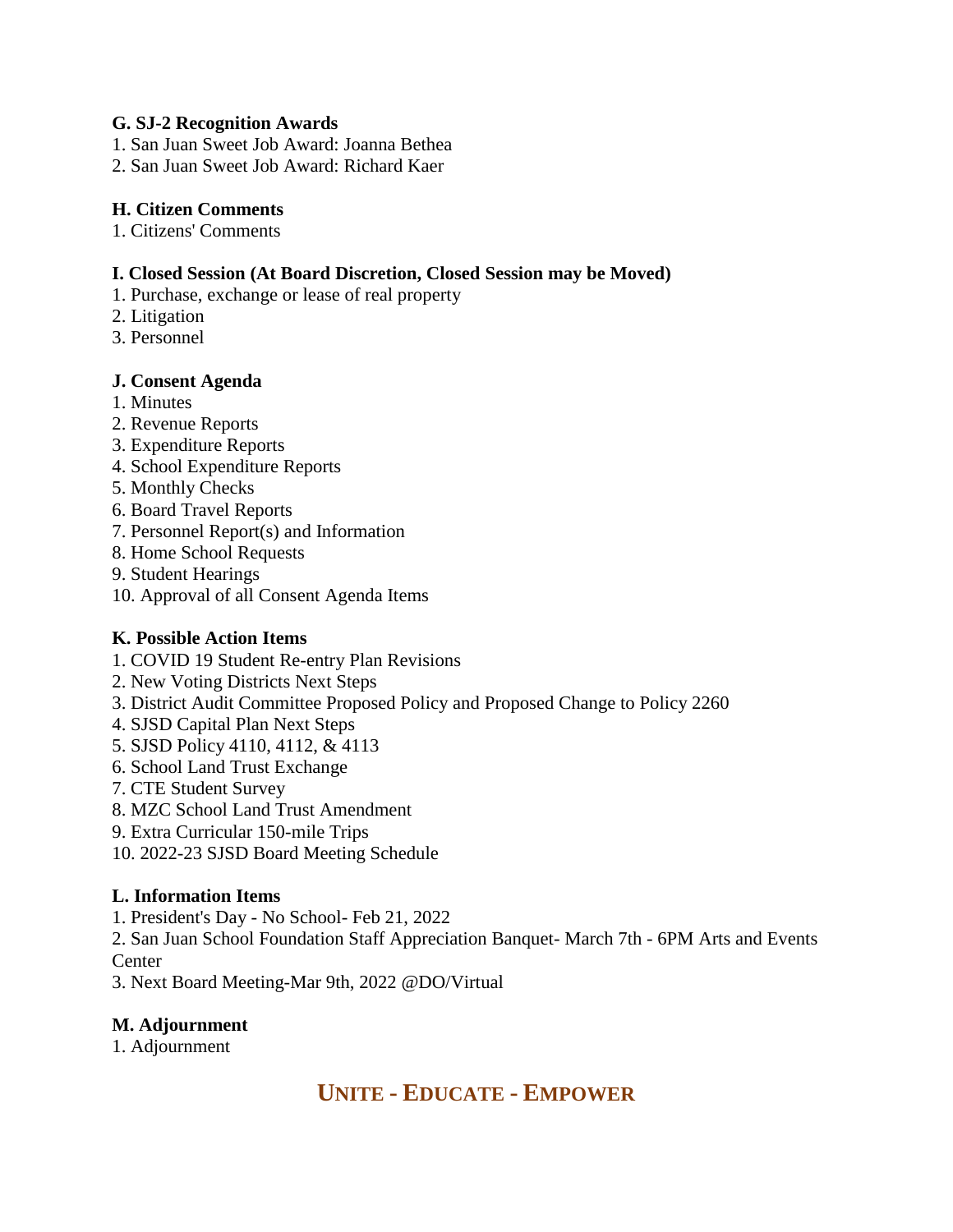**G. SJ-2 Recognition Awards**

1. San Juan Sweet Job Award: Joanna Bethea
2. San Juan Sweet Job Award: Richard Kaer

**H. Citizen Comments**

1. Citizens' Comments

**I. Closed Session (At Board Discretion, Closed Session may be Moved)**

1. Purchase, exchange or lease of real property
2. Litigation
3. Personnel

**J. Consent Agenda**

1. Minutes
2. Revenue Reports
3. Expenditure Reports
4. School Expenditure Reports
5. Monthly Checks
6. Board Travel Reports
7. Personnel Report(s) and Information
8. Home School Requests
9. Student Hearings
10. Approval of all Consent Agenda Items

**K. Possible Action Items**

1. COVID 19 Student Re-entry Plan Revisions
2. New Voting Districts Next Steps
3. District Audit Committee Proposed Policy and Proposed Change to Policy 2260
4. SJSD Capital Plan Next Steps
5. SJSD Policy 4110, 4112, & 4113
6. School Land Trust Exchange
7. CTE Student Survey
8. MZC School Land Trust Amendment
9. Extra Curricular 150-mile Trips
10. 2022-23 SJSD Board Meeting Schedule

**L. Information Items**

1. President's Day - No School- Feb 21, 2022
2. San Juan School Foundation Staff Appreciation Banquet- March 7th - 6PM Arts and Events Center
3. Next Board Meeting-Mar 9th, 2022 @DO/Virtual

**M. Adjournment**

1. Adjournment

**UNITE - EDUCATE - EMPOWER**